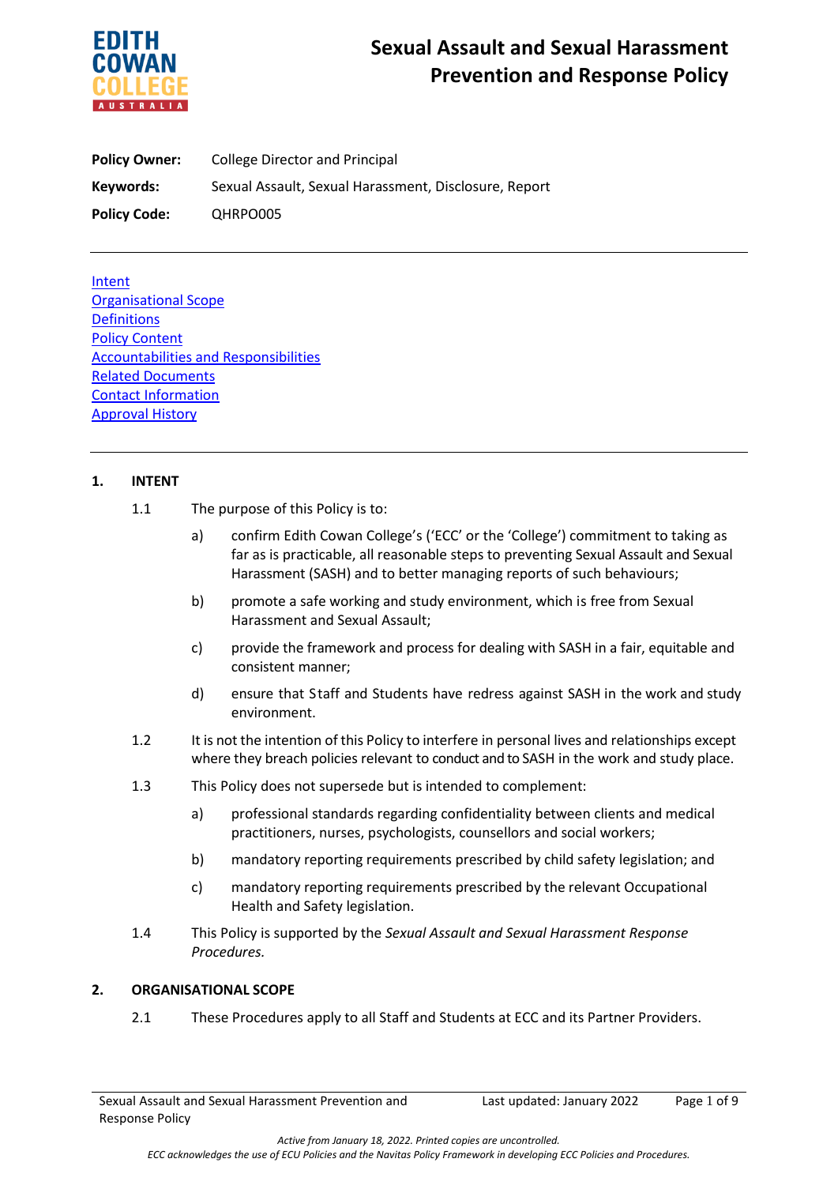# Sexual Assault and Sexual Harassment Prevention and Response Policy

**Policy Owner:** College Director and Principal

**Keywords:** Sexual Assault, Sexual Harassment, Disclosure, Report

**Policy Code:** QHRPO005

---

[Intent](#1-intent)
[Organisational Scope](#2-organisational-scope)
Definitions
Policy Content
Accountabilities and Responsibilities
Related Documents
Contact Information
Approval History

---

## 1. INTENT

1.1 The purpose of this Policy is to:

a) confirm Edith Cowan College's ('ECC' or the 'College') commitment to taking as far as is practicable, all reasonable steps to preventing Sexual Assault and Sexual Harassment (SASH) and to better managing reports of such behaviours;

b) promote a safe working and study environment, which is free from Sexual Harassment and Sexual Assault;

c) provide the framework and process for dealing with SASH in a fair, equitable and consistent manner;

d) ensure that Staff and Students have redress against SASH in the work and study environment.

1.2 It is not the intention of this Policy to interfere in personal lives and relationships except where they breach policies relevant to conduct and to SASH in the work and study place.

1.3 This Policy does not supersede but is intended to complement:

a) professional standards regarding confidentiality between clients and medical practitioners, nurses, psychologists, counsellors and social workers;

b) mandatory reporting requirements prescribed by child safety legislation; and

c) mandatory reporting requirements prescribed by the relevant Occupational Health and Safety legislation.

1.4 This Policy is supported by the *Sexual Assault and Sexual Harassment Response Procedures.*

## 2. ORGANISATIONAL SCOPE

2.1 These Procedures apply to all Staff and Students at ECC and its Partner Providers.

*Active from January 18, 2022. Printed copies are uncontrolled.*
*ECC acknowledges the use of ECU Policies and the Navitas Policy Framework in developing ECC Policies and Procedures.*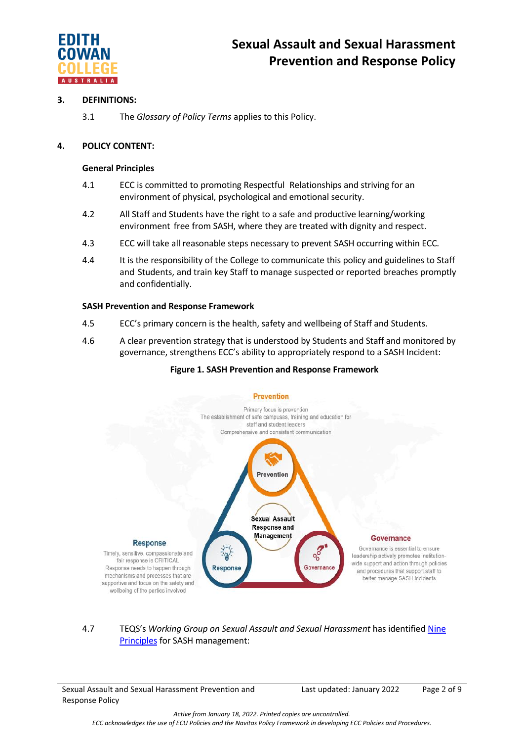## 3. DEFINITIONS:

3.1 The *Glossary of Policy Terms* applies to this Policy.

## 4. POLICY CONTENT:

### General Principles

4.1 ECC is committed to promoting Respectful Relationships and striving for an environment of physical, psychological and emotional security.

4.2 All Staff and Students have the right to a safe and productive learning/working environment free from SASH, where they are treated with dignity and respect.

4.3 ECC will take all reasonable steps necessary to prevent SASH occurring within ECC.

4.4 It is the responsibility of the College to communicate this policy and guidelines to Staff and Students, and train key Staff to manage suspected or reported breaches promptly and confidentially.

### SASH Prevention and Response Framework

4.5 ECC's primary concern is the health, safety and wellbeing of Staff and Students.

4.6 A clear prevention strategy that is understood by Students and Staff and monitored by governance, strengthens ECC's ability to appropriately respond to a SASH Incident:

**Figure 1. SASH Prevention and Response Framework**

**Prevention**
Primary focus is prevention
The establishment of safe campuses, training and education for staff and student leaders
Comprehensive and consistent communication

Prevention

Sexual Assault Response and Management

**Response**
Timely, sensitive, compassionate and fair response is CRITICAL
Response needs to happen through mechanisms and processes that are supportive and focus on the safety and wellbeing of the parties involved

Response

Governance

**Governance**
Governance is essential to ensure leadership actively promotes institution-wide support and action through policies and procedures that support staff to better manage SASH incidents

4.7 TEQS's *Working Group on Sexual Assault and Sexual Harassment* has identified Nine Principles for SASH management: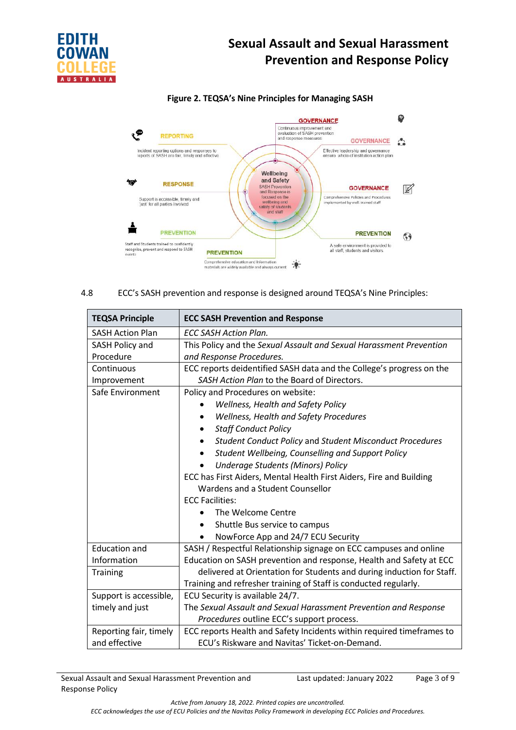**Figure 2. TEQSA's Nine Principles for Managing SASH**

4.8 ECC's SASH prevention and response is designed around TEQSA's Nine Principles:

| TEQSA Principle | ECC SASH Prevention and Response |
|---|---|
| SASH Action Plan | *ECC SASH Action Plan.* |
| SASH Policy and Procedure | This Policy and the *Sexual Assault and Sexual Harassment Prevention and Response Procedures.* |
| Continuous Improvement | ECC reports deidentified SASH data and the College's progress on the *SASH Action Plan* to the Board of Directors. |
| Safe Environment | Policy and Procedures on website:<br>• *Wellness, Health and Safety Policy*<br>• *Wellness, Health and Safety Procedures*<br>• *Staff Conduct Policy*<br>• *Student Conduct Policy* and *Student Misconduct Procedures*<br>• *Student Wellbeing, Counselling and Support Policy*<br>• *Underage Students (Minors) Policy*<br>ECC has First Aiders, Mental Health First Aiders, Fire and Building Wardens and a Student Counsellor<br>ECC Facilities:<br>• The Welcome Centre<br>• Shuttle Bus service to campus<br>• NowForce App and 24/7 ECU Security |
| Education and Information | SASH / Respectful Relationship signage on ECC campuses and online<br>Education on SASH prevention and response, Health and Safety at ECC |
| Training | delivered at Orientation for Students and during induction for Staff.<br>Training and refresher training of Staff is conducted regularly. |
| Support is accessible, timely and just | ECU Security is available 24/7.<br>The *Sexual Assault and Sexual Harassment Prevention and Response Procedures* outline ECC's support process. |
| Reporting fair, timely and effective | ECC reports Health and Safety Incidents within required timeframes to ECU's Riskware and Navitas' Ticket-on-Demand. |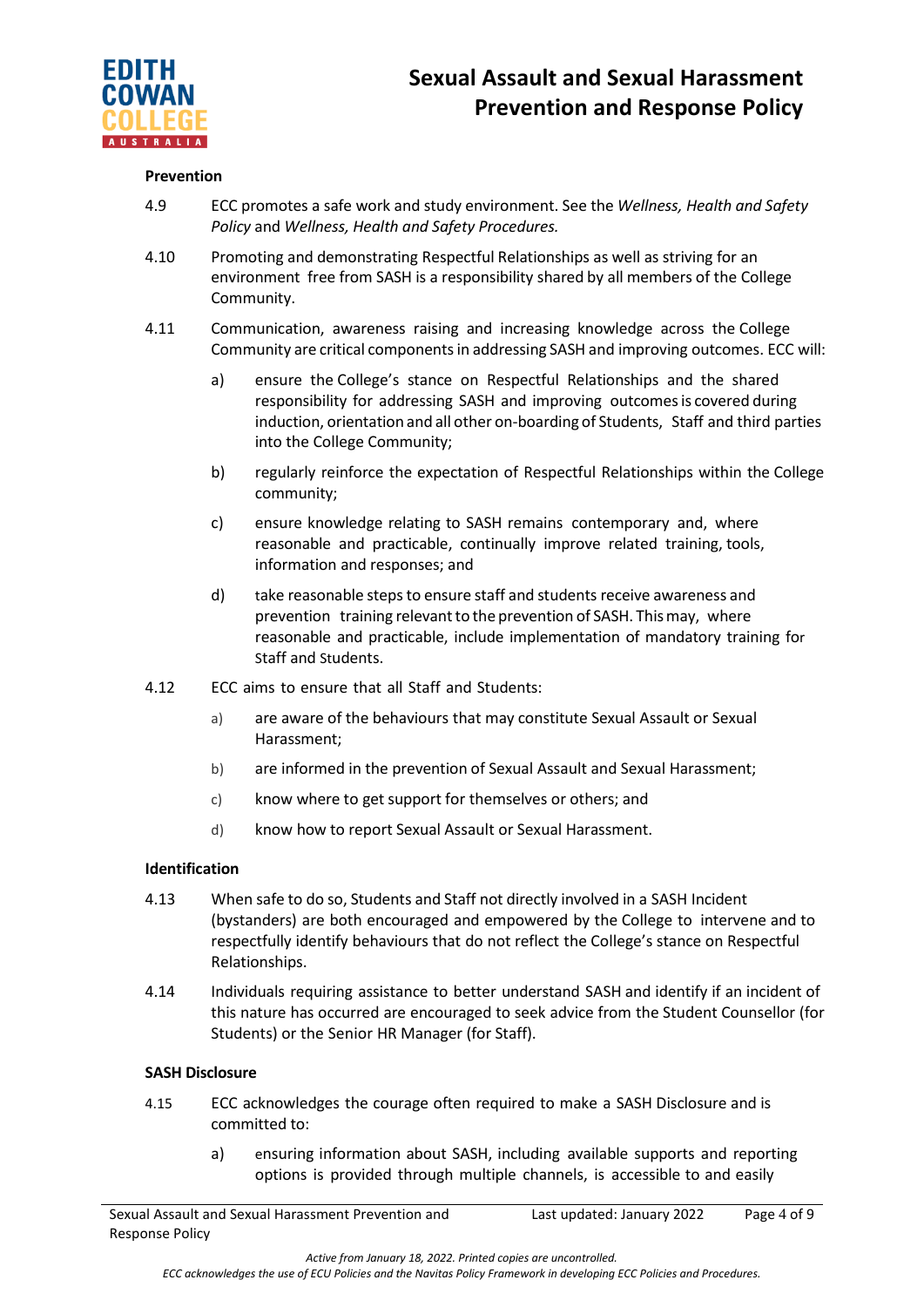### Prevention

4.9 ECC promotes a safe work and study environment. See the *Wellness, Health and Safety Policy* and *Wellness, Health and Safety Procedures.*

4.10 Promoting and demonstrating Respectful Relationships as well as striving for an environment free from SASH is a responsibility shared by all members of the College Community.

4.11 Communication, awareness raising and increasing knowledge across the College Community are critical components in addressing SASH and improving outcomes. ECC will:

a) ensure the College's stance on Respectful Relationships and the shared responsibility for addressing SASH and improving outcomes is covered during induction, orientation and all other on-boarding of Students, Staff and third parties into the College Community;

b) regularly reinforce the expectation of Respectful Relationships within the College community;

c) ensure knowledge relating to SASH remains contemporary and, where reasonable and practicable, continually improve related training, tools, information and responses; and

d) take reasonable steps to ensure staff and students receive awareness and prevention training relevant to the prevention of SASH. This may, where reasonable and practicable, include implementation of mandatory training for Staff and Students.

4.12 ECC aims to ensure that all Staff and Students:

a) are aware of the behaviours that may constitute Sexual Assault or Sexual Harassment;

b) are informed in the prevention of Sexual Assault and Sexual Harassment;

c) know where to get support for themselves or others; and

d) know how to report Sexual Assault or Sexual Harassment.

### Identification

4.13 When safe to do so, Students and Staff not directly involved in a SASH Incident (bystanders) are both encouraged and empowered by the College to intervene and to respectfully identify behaviours that do not reflect the College's stance on Respectful Relationships.

4.14 Individuals requiring assistance to better understand SASH and identify if an incident of this nature has occurred are encouraged to seek advice from the Student Counsellor (for Students) or the Senior HR Manager (for Staff).

### SASH Disclosure

4.15 ECC acknowledges the courage often required to make a SASH Disclosure and is committed to:

a) ensuring information about SASH, including available supports and reporting options is provided through multiple channels, is accessible to and easily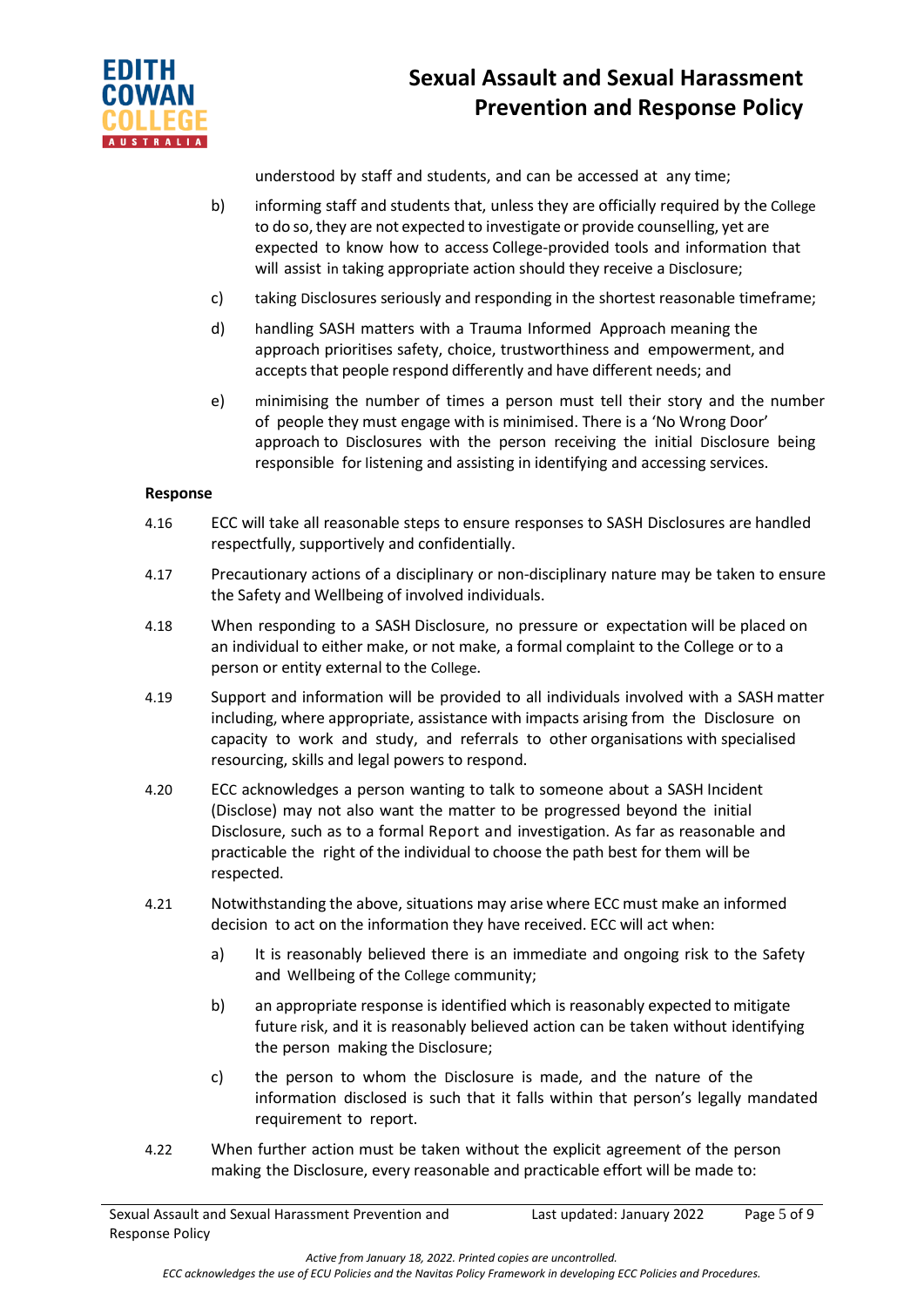understood by staff and students, and can be accessed at any time;

b) informing staff and students that, unless they are officially required by the College to do so, they are not expected to investigate or provide counselling, yet are expected to know how to access College-provided tools and information that will assist in taking appropriate action should they receive a Disclosure;

c) taking Disclosures seriously and responding in the shortest reasonable timeframe;

d) handling SASH matters with a Trauma Informed Approach meaning the approach prioritises safety, choice, trustworthiness and empowerment, and accepts that people respond differently and have different needs; and

e) minimising the number of times a person must tell their story and the number of people they must engage with is minimised. There is a 'No Wrong Door' approach to Disclosures with the person receiving the initial Disclosure being responsible for listening and assisting in identifying and accessing services.

**Response**

4.16 ECC will take all reasonable steps to ensure responses to SASH Disclosures are handled respectfully, supportively and confidentially.

4.17 Precautionary actions of a disciplinary or non-disciplinary nature may be taken to ensure the Safety and Wellbeing of involved individuals.

4.18 When responding to a SASH Disclosure, no pressure or expectation will be placed on an individual to either make, or not make, a formal complaint to the College or to a person or entity external to the College.

4.19 Support and information will be provided to all individuals involved with a SASH matter including, where appropriate, assistance with impacts arising from the Disclosure on capacity to work and study, and referrals to other organisations with specialised resourcing, skills and legal powers to respond.

4.20 ECC acknowledges a person wanting to talk to someone about a SASH Incident (Disclose) may not also want the matter to be progressed beyond the initial Disclosure, such as to a formal Report and investigation. As far as reasonable and practicable the right of the individual to choose the path best for them will be respected.

4.21 Notwithstanding the above, situations may arise where ECC must make an informed decision to act on the information they have received. ECC will act when:

a) It is reasonably believed there is an immediate and ongoing risk to the Safety and Wellbeing of the College community;

b) an appropriate response is identified which is reasonably expected to mitigate future risk, and it is reasonably believed action can be taken without identifying the person making the Disclosure;

c) the person to whom the Disclosure is made, and the nature of the information disclosed is such that it falls within that person's legally mandated requirement to report.

4.22 When further action must be taken without the explicit agreement of the person making the Disclosure, every reasonable and practicable effort will be made to: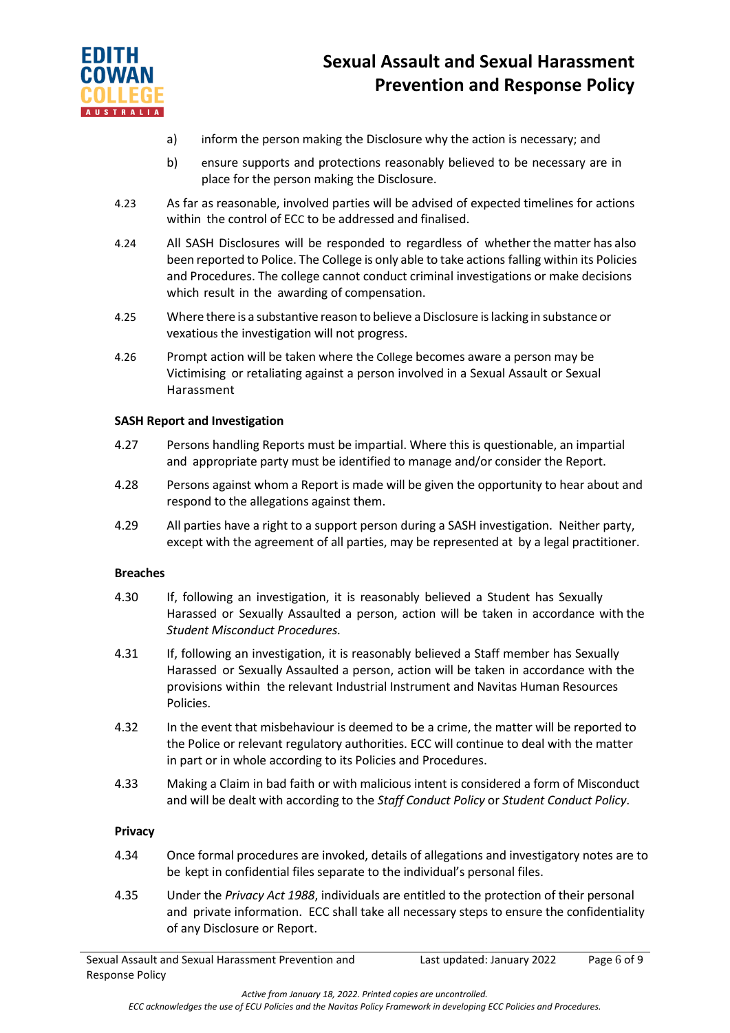a) inform the person making the Disclosure why the action is necessary; and

b) ensure supports and protections reasonably believed to be necessary are in place for the person making the Disclosure.

4.23 As far as reasonable, involved parties will be advised of expected timelines for actions within the control of ECC to be addressed and finalised.

4.24 All SASH Disclosures will be responded to regardless of whether the matter has also been reported to Police. The College is only able to take actions falling within its Policies and Procedures. The college cannot conduct criminal investigations or make decisions which result in the awarding of compensation.

4.25 Where there is a substantive reason to believe a Disclosure is lacking in substance or vexatious the investigation will not progress.

4.26 Prompt action will be taken where the College becomes aware a person may be Victimising or retaliating against a person involved in a Sexual Assault or Sexual Harassment

**SASH Report and Investigation**

4.27 Persons handling Reports must be impartial. Where this is questionable, an impartial and appropriate party must be identified to manage and/or consider the Report.

4.28 Persons against whom a Report is made will be given the opportunity to hear about and respond to the allegations against them.

4.29 All parties have a right to a support person during a SASH investigation. Neither party, except with the agreement of all parties, may be represented at by a legal practitioner.

**Breaches**

4.30 If, following an investigation, it is reasonably believed a Student has Sexually Harassed or Sexually Assaulted a person, action will be taken in accordance with the *Student Misconduct Procedures.*

4.31 If, following an investigation, it is reasonably believed a Staff member has Sexually Harassed or Sexually Assaulted a person, action will be taken in accordance with the provisions within the relevant Industrial Instrument and Navitas Human Resources Policies.

4.32 In the event that misbehaviour is deemed to be a crime, the matter will be reported to the Police or relevant regulatory authorities. ECC will continue to deal with the matter in part or in whole according to its Policies and Procedures.

4.33 Making a Claim in bad faith or with malicious intent is considered a form of Misconduct and will be dealt with according to the *Staff Conduct Policy* or *Student Conduct Policy*.

**Privacy**

4.34 Once formal procedures are invoked, details of allegations and investigatory notes are to be kept in confidential files separate to the individual's personal files.

4.35 Under the *Privacy Act 1988*, individuals are entitled to the protection of their personal and private information. ECC shall take all necessary steps to ensure the confidentiality of any Disclosure or Report.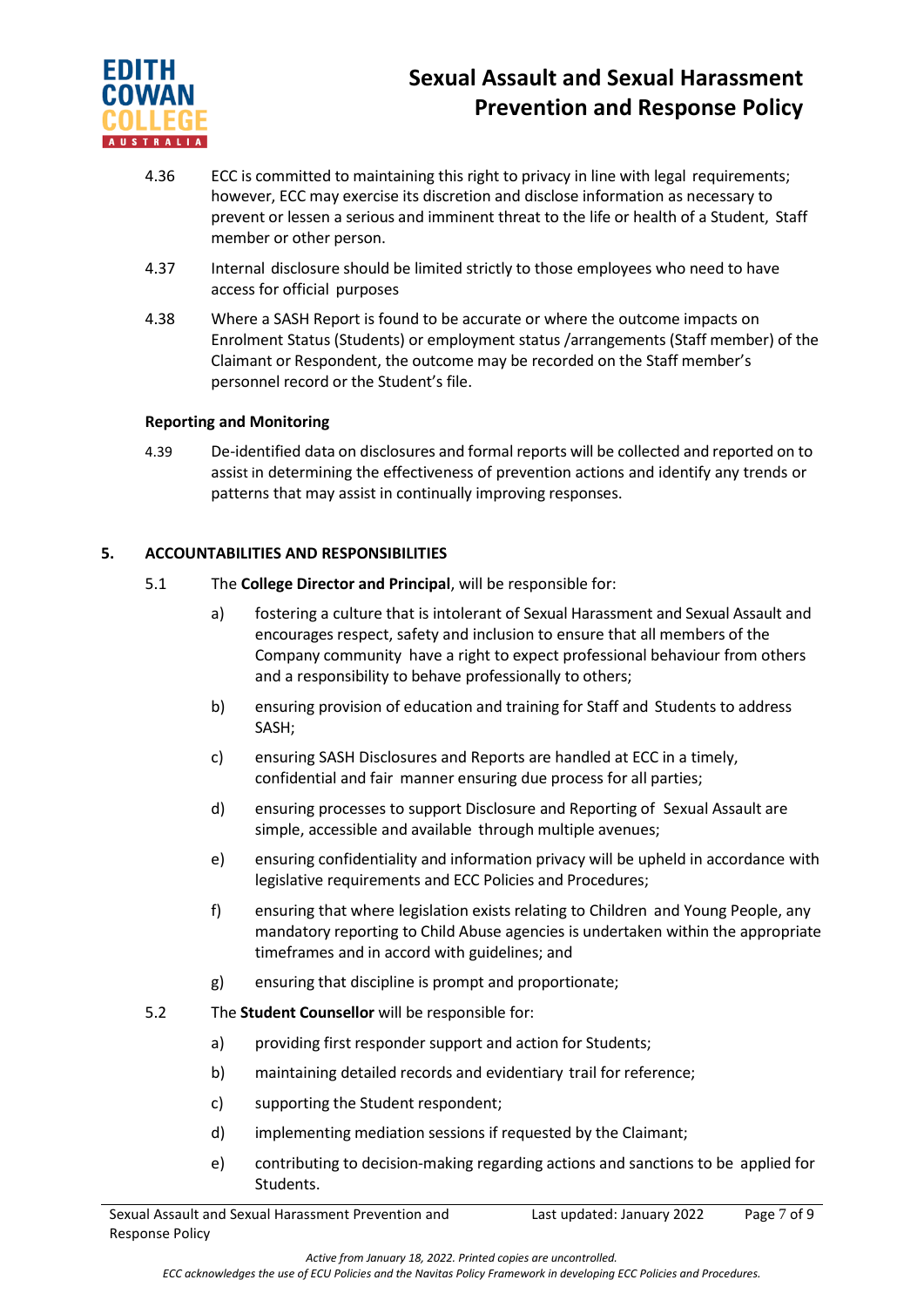4.36 ECC is committed to maintaining this right to privacy in line with legal requirements; however, ECC may exercise its discretion and disclose information as necessary to prevent or lessen a serious and imminent threat to the life or health of a Student, Staff member or other person.

4.37 Internal disclosure should be limited strictly to those employees who need to have access for official purposes

4.38 Where a SASH Report is found to be accurate or where the outcome impacts on Enrolment Status (Students) or employment status /arrangements (Staff member) of the Claimant or Respondent, the outcome may be recorded on the Staff member's personnel record or the Student's file.

**Reporting and Monitoring**

4.39 De-identified data on disclosures and formal reports will be collected and reported on to assist in determining the effectiveness of prevention actions and identify any trends or patterns that may assist in continually improving responses.

## 5. ACCOUNTABILITIES AND RESPONSIBILITIES

5.1 The **College Director and Principal**, will be responsible for:

a) fostering a culture that is intolerant of Sexual Harassment and Sexual Assault and encourages respect, safety and inclusion to ensure that all members of the Company community have a right to expect professional behaviour from others and a responsibility to behave professionally to others;

b) ensuring provision of education and training for Staff and Students to address SASH;

c) ensuring SASH Disclosures and Reports are handled at ECC in a timely, confidential and fair manner ensuring due process for all parties;

d) ensuring processes to support Disclosure and Reporting of Sexual Assault are simple, accessible and available through multiple avenues;

e) ensuring confidentiality and information privacy will be upheld in accordance with legislative requirements and ECC Policies and Procedures;

f) ensuring that where legislation exists relating to Children and Young People, any mandatory reporting to Child Abuse agencies is undertaken within the appropriate timeframes and in accord with guidelines; and

g) ensuring that discipline is prompt and proportionate;

5.2 The **Student Counsellor** will be responsible for:

a) providing first responder support and action for Students;

b) maintaining detailed records and evidentiary trail for reference;

c) supporting the Student respondent;

d) implementing mediation sessions if requested by the Claimant;

e) contributing to decision-making regarding actions and sanctions to be applied for Students.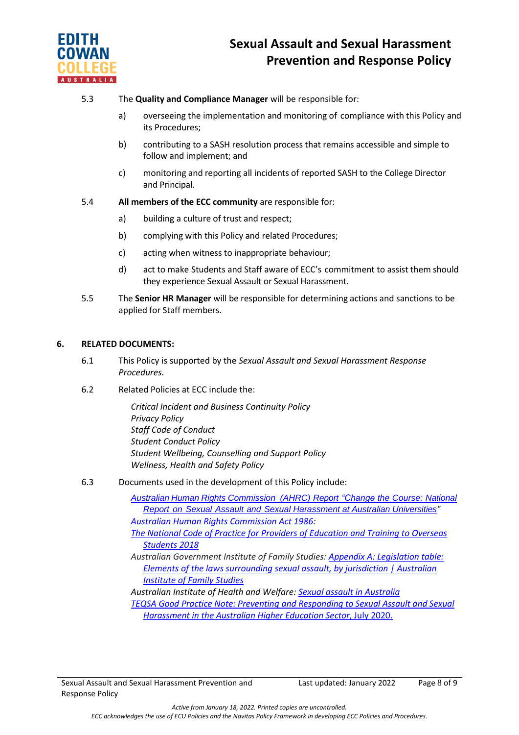5.3 The **Quality and Compliance Manager** will be responsible for:

a) overseeing the implementation and monitoring of compliance with this Policy and its Procedures;

b) contributing to a SASH resolution process that remains accessible and simple to follow and implement; and

c) monitoring and reporting all incidents of reported SASH to the College Director and Principal.

5.4 **All members of the ECC community** are responsible for:

a) building a culture of trust and respect;

b) complying with this Policy and related Procedures;

c) acting when witness to inappropriate behaviour;

d) act to make Students and Staff aware of ECC's commitment to assist them should they experience Sexual Assault or Sexual Harassment.

5.5 The **Senior HR Manager** will be responsible for determining actions and sanctions to be applied for Staff members.

## 6. RELATED DOCUMENTS:

6.1 This Policy is supported by the *Sexual Assault and Sexual Harassment Response Procedures.*

6.2 Related Policies at ECC include the:

*Critical Incident and Business Continuity Policy*
*Privacy Policy*
*Staff Code of Conduct*
*Student Conduct Policy*
*Student Wellbeing, Counselling and Support Policy*
*Wellness, Health and Safety Policy*

6.3 Documents used in the development of this Policy include:

*Australian Human Rights Commission (AHRC) Report "Change the Course: National Report on Sexual Assault and Sexual Harassment at Australian Universities"*
*Australian Human Rights Commission Act 1986:*
*The National Code of Practice for Providers of Education and Training to Overseas Students 2018*
*Australian Government Institute of Family Studies: Appendix A: Legislation table: Elements of the laws surrounding sexual assault, by jurisdiction | Australian Institute of Family Studies*
*Australian Institute of Health and Welfare: Sexual assault in Australia*
*TEQSA Good Practice Note: Preventing and Responding to Sexual Assault and Sexual Harassment in the Australian Higher Education Sector*, July 2020.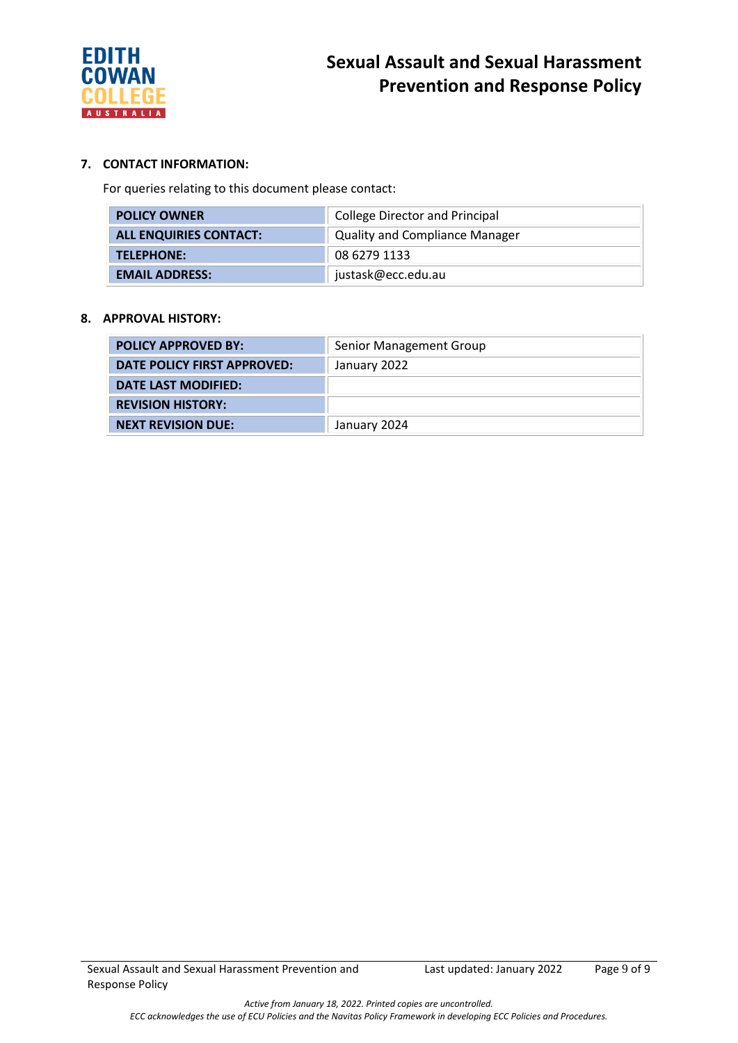## 7. CONTACT INFORMATION:

For queries relating to this document please contact:

| | |
|---|---|
| **POLICY OWNER** | College Director and Principal |
| **ALL ENQUIRIES CONTACT:** | Quality and Compliance Manager |
| **TELEPHONE:** | 08 6279 1133 |
| **EMAIL ADDRESS:** | justask@ecc.edu.au |

## 8. APPROVAL HISTORY:

| | |
|---|---|
| **POLICY APPROVED BY:** | Senior Management Group |
| **DATE POLICY FIRST APPROVED:** | January 2022 |
| **DATE LAST MODIFIED:** | |
| **REVISION HISTORY:** | |
| **NEXT REVISION DUE:** | January 2024 |

*Active from January 18, 2022. Printed copies are uncontrolled.*

*ECC acknowledges the use of ECU Policies and the Navitas Policy Framework in developing ECC Policies and Procedures.*